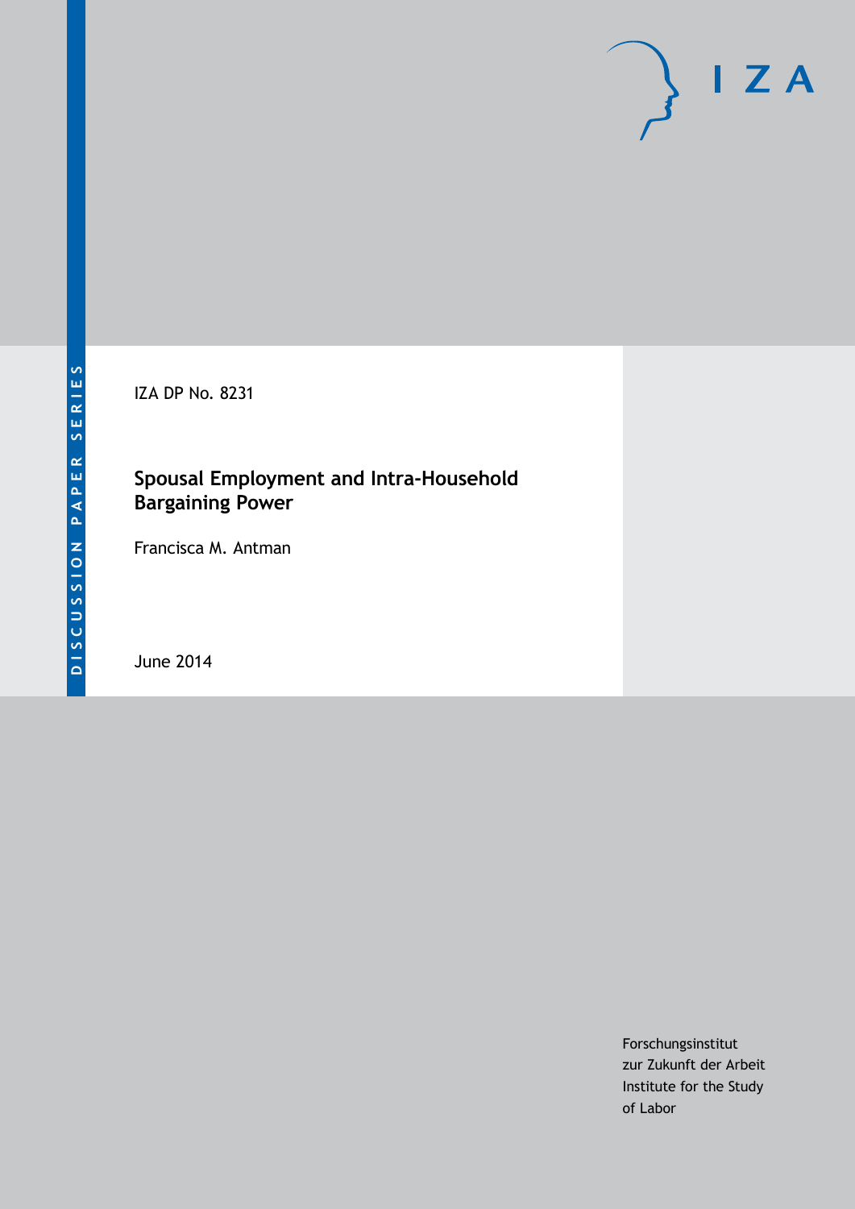DISCUSSION PAPER SERIES

IZA DP No. 8231

# Spousal Employment and Intra-Household Bargaining Power

Francisca M. Antman

June 2014

Forschungsinstitut
zur Zukunft der Arbeit
Institute for the Study
of Labor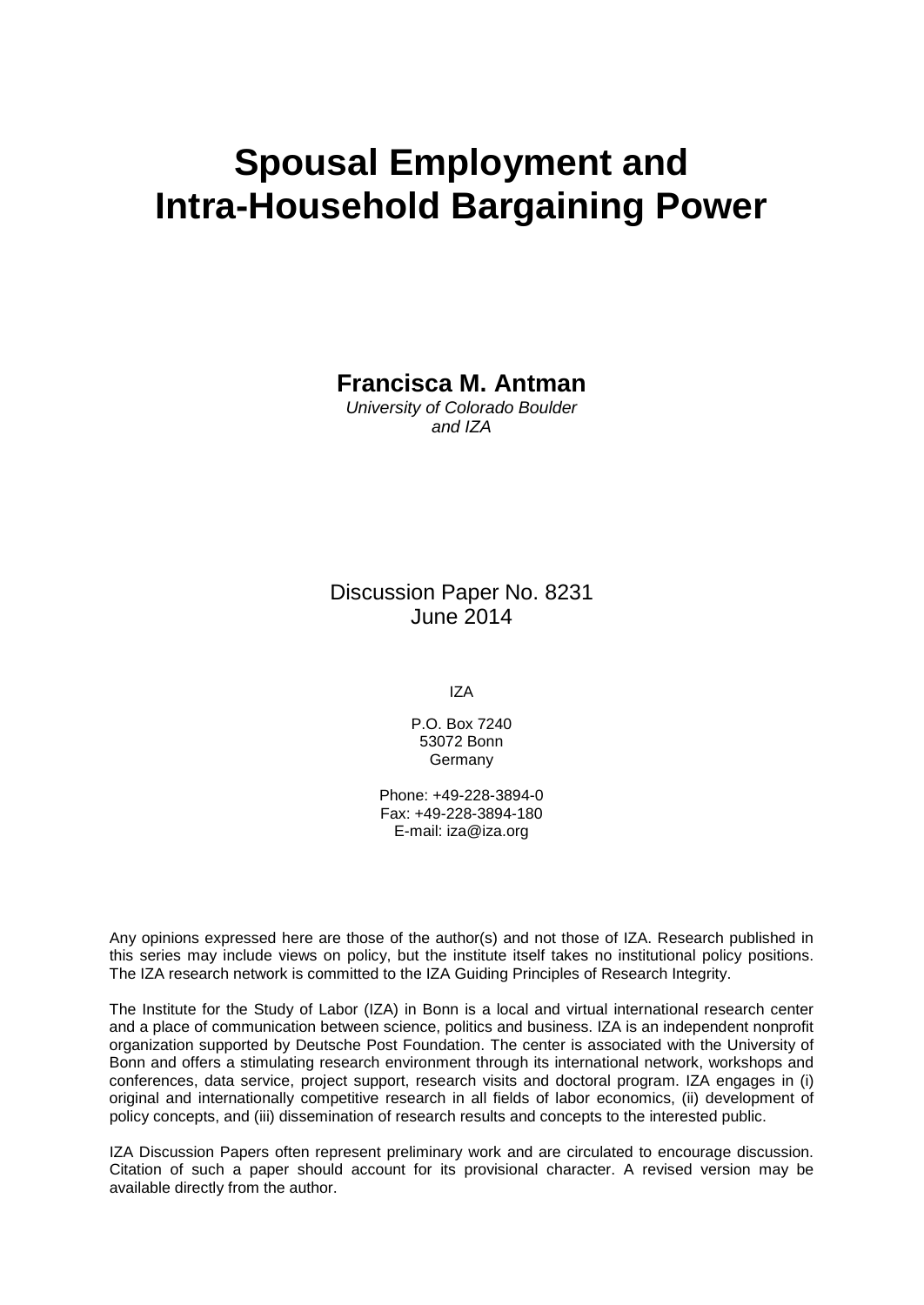# Spousal Employment and Intra-Household Bargaining Power

**Francisca M. Antman**
*University of Colorado Boulder and IZA*

Discussion Paper No. 8231
June 2014

IZA

P.O. Box 7240
53072 Bonn
Germany

Phone: +49-228-3894-0
Fax: +49-228-3894-180
E-mail: iza@iza.org

Any opinions expressed here are those of the author(s) and not those of IZA. Research published in this series may include views on policy, but the institute itself takes no institutional policy positions. The IZA research network is committed to the IZA Guiding Principles of Research Integrity.

The Institute for the Study of Labor (IZA) in Bonn is a local and virtual international research center and a place of communication between science, politics and business. IZA is an independent nonprofit organization supported by Deutsche Post Foundation. The center is associated with the University of Bonn and offers a stimulating research environment through its international network, workshops and conferences, data service, project support, research visits and doctoral program. IZA engages in (i) original and internationally competitive research in all fields of labor economics, (ii) development of policy concepts, and (iii) dissemination of research results and concepts to the interested public.

IZA Discussion Papers often represent preliminary work and are circulated to encourage discussion. Citation of such a paper should account for its provisional character. A revised version may be available directly from the author.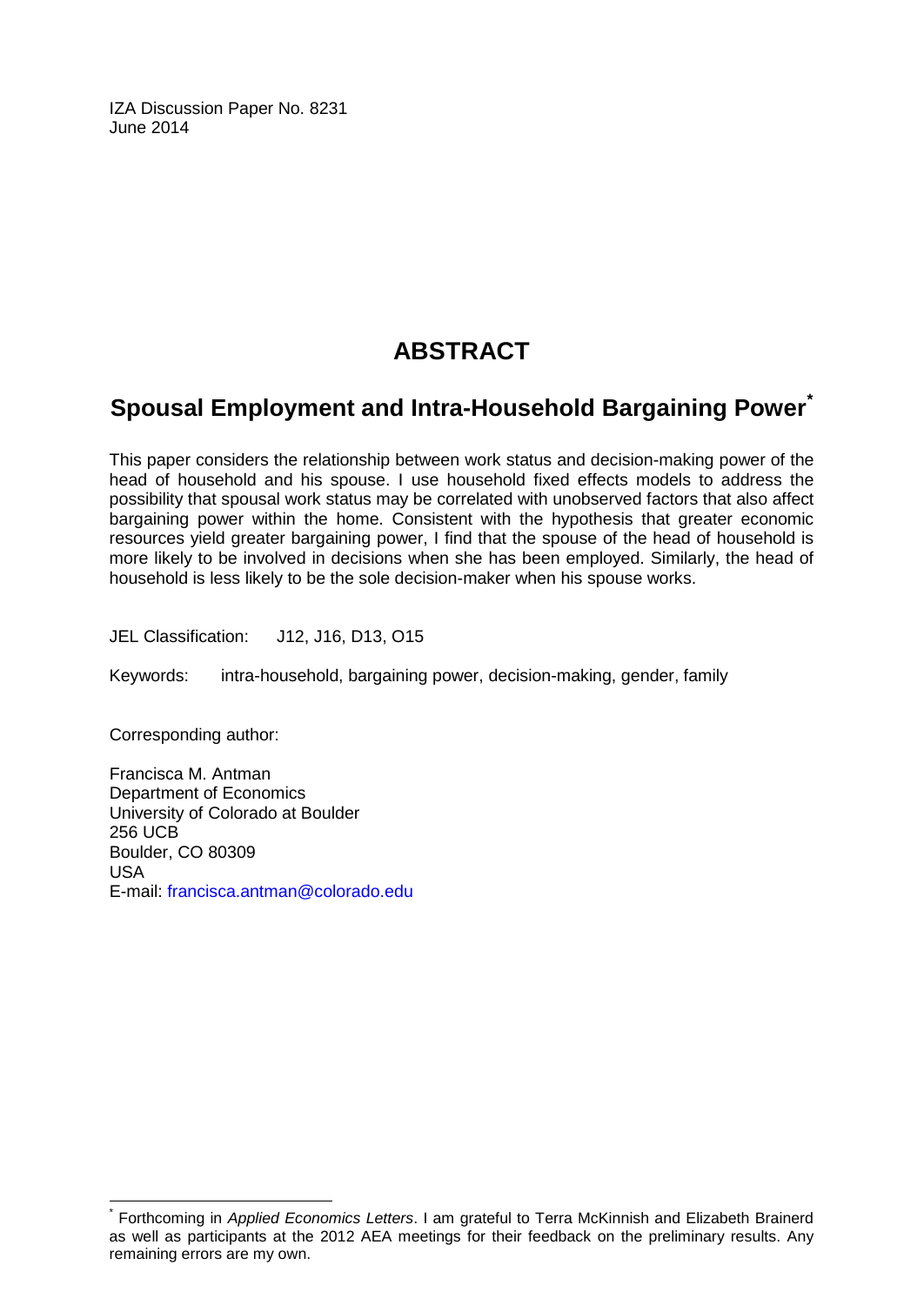IZA Discussion Paper No. 8231
June 2014

# ABSTRACT

## Spousal Employment and Intra-Household Bargaining Power[*]

This paper considers the relationship between work status and decision-making power of the head of household and his spouse. I use household fixed effects models to address the possibility that spousal work status may be correlated with unobserved factors that also affect bargaining power within the home. Consistent with the hypothesis that greater economic resources yield greater bargaining power, I find that the spouse of the head of household is more likely to be involved in decisions when she has been employed. Similarly, the head of household is less likely to be the sole decision-maker when his spouse works.

JEL Classification: J12, J16, D13, O15

Keywords: intra-household, bargaining power, decision-making, gender, family

Corresponding author:

Francisca M. Antman
Department of Economics
University of Colorado at Boulder
256 UCB
Boulder, CO 80309
USA
E-mail: francisca.antman@colorado.edu

---

[*] Forthcoming in *Applied Economics Letters*. I am grateful to Terra McKinnish and Elizabeth Brainerd as well as participants at the 2012 AEA meetings for their feedback on the preliminary results. Any remaining errors are my own.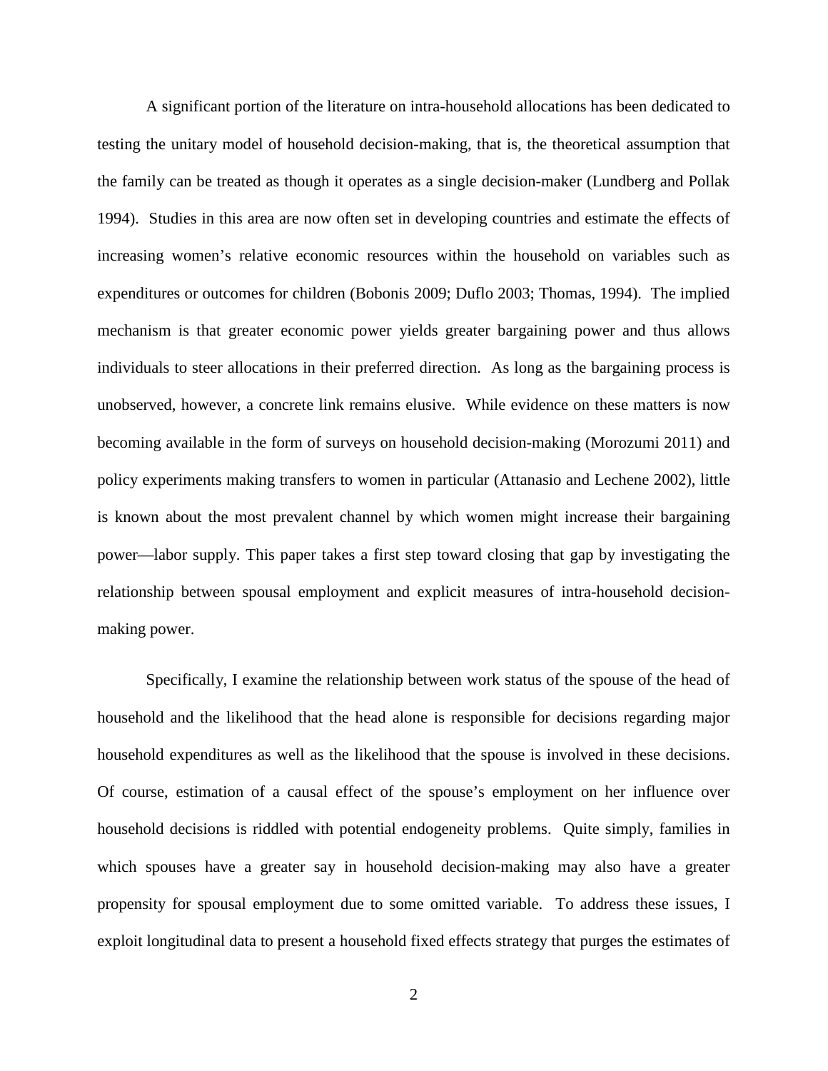A significant portion of the literature on intra-household allocations has been dedicated to testing the unitary model of household decision-making, that is, the theoretical assumption that the family can be treated as though it operates as a single decision-maker (Lundberg and Pollak 1994). Studies in this area are now often set in developing countries and estimate the effects of increasing women's relative economic resources within the household on variables such as expenditures or outcomes for children (Bobonis 2009; Duflo 2003; Thomas, 1994). The implied mechanism is that greater economic power yields greater bargaining power and thus allows individuals to steer allocations in their preferred direction. As long as the bargaining process is unobserved, however, a concrete link remains elusive. While evidence on these matters is now becoming available in the form of surveys on household decision-making (Morozumi 2011) and policy experiments making transfers to women in particular (Attanasio and Lechene 2002), little is known about the most prevalent channel by which women might increase their bargaining power—labor supply. This paper takes a first step toward closing that gap by investigating the relationship between spousal employment and explicit measures of intra-household decision-making power.

Specifically, I examine the relationship between work status of the spouse of the head of household and the likelihood that the head alone is responsible for decisions regarding major household expenditures as well as the likelihood that the spouse is involved in these decisions. Of course, estimation of a causal effect of the spouse's employment on her influence over household decisions is riddled with potential endogeneity problems. Quite simply, families in which spouses have a greater say in household decision-making may also have a greater propensity for spousal employment due to some omitted variable. To address these issues, I exploit longitudinal data to present a household fixed effects strategy that purges the estimates of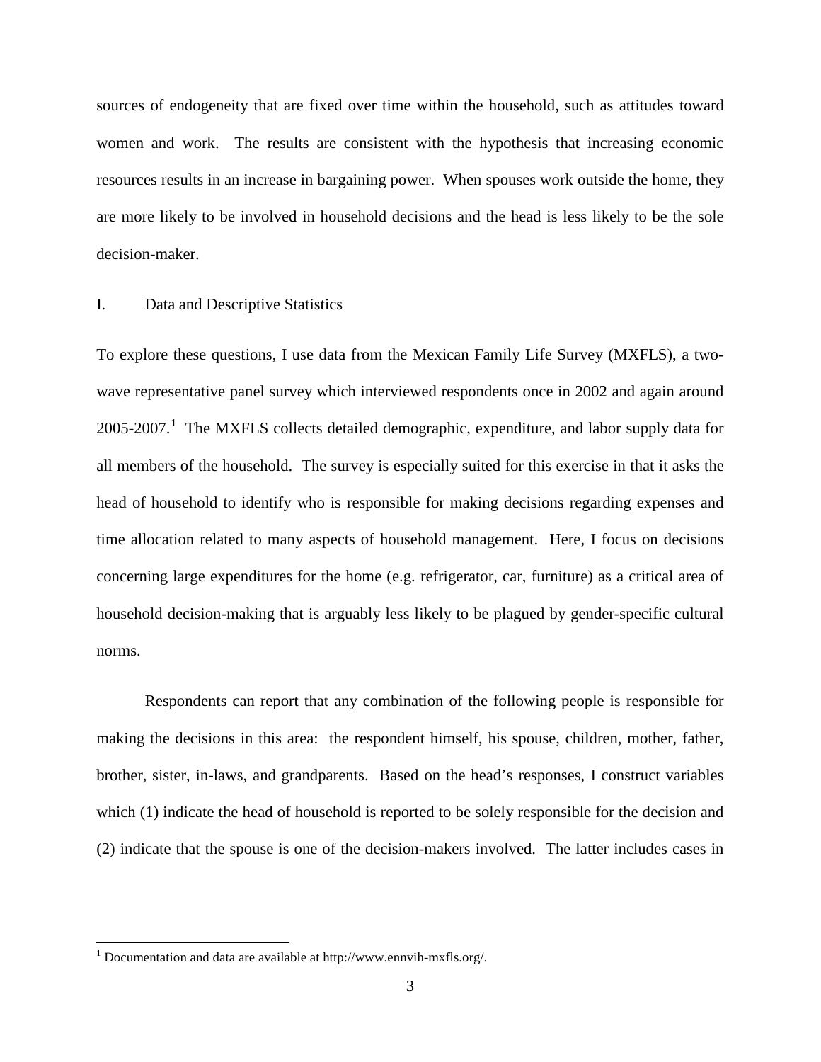sources of endogeneity that are fixed over time within the household, such as attitudes toward women and work. The results are consistent with the hypothesis that increasing economic resources results in an increase in bargaining power. When spouses work outside the home, they are more likely to be involved in household decisions and the head is less likely to be the sole decision-maker.

## I. Data and Descriptive Statistics

To explore these questions, I use data from the Mexican Family Life Survey (MXFLS), a two-wave representative panel survey which interviewed respondents once in 2002 and again around 2005-2007.[1] The MXFLS collects detailed demographic, expenditure, and labor supply data for all members of the household. The survey is especially suited for this exercise in that it asks the head of household to identify who is responsible for making decisions regarding expenses and time allocation related to many aspects of household management. Here, I focus on decisions concerning large expenditures for the home (e.g. refrigerator, car, furniture) as a critical area of household decision-making that is arguably less likely to be plagued by gender-specific cultural norms.

Respondents can report that any combination of the following people is responsible for making the decisions in this area: the respondent himself, his spouse, children, mother, father, brother, sister, in-laws, and grandparents. Based on the head's responses, I construct variables which (1) indicate the head of household is reported to be solely responsible for the decision and (2) indicate that the spouse is one of the decision-makers involved. The latter includes cases in

[1] Documentation and data are available at http://www.ennvih-mxfls.org/.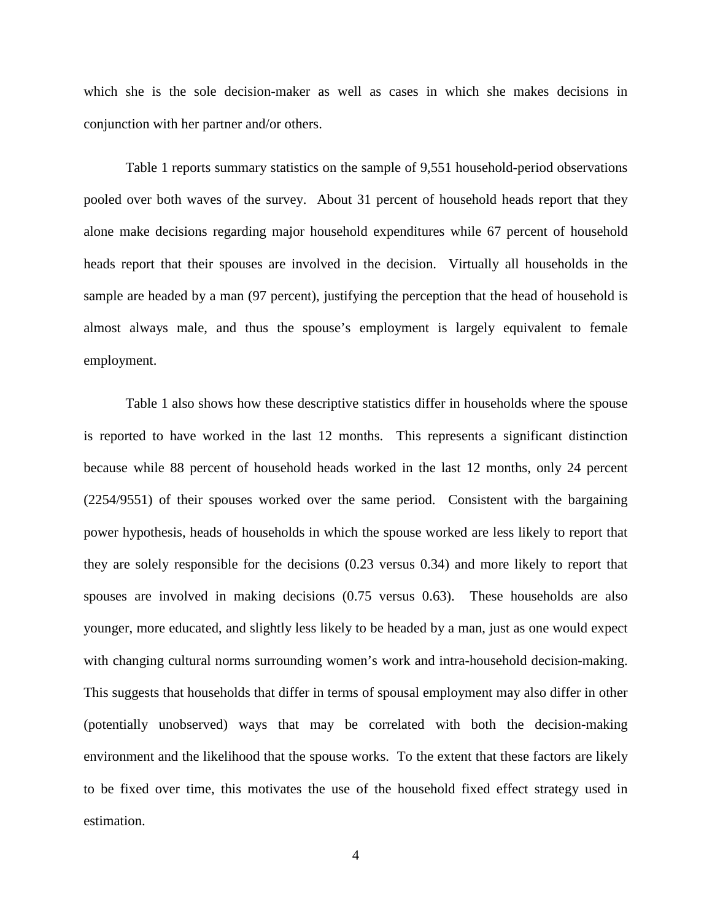which she is the sole decision-maker as well as cases in which she makes decisions in conjunction with her partner and/or others.

Table 1 reports summary statistics on the sample of 9,551 household-period observations pooled over both waves of the survey. About 31 percent of household heads report that they alone make decisions regarding major household expenditures while 67 percent of household heads report that their spouses are involved in the decision. Virtually all households in the sample are headed by a man (97 percent), justifying the perception that the head of household is almost always male, and thus the spouse's employment is largely equivalent to female employment.

Table 1 also shows how these descriptive statistics differ in households where the spouse is reported to have worked in the last 12 months. This represents a significant distinction because while 88 percent of household heads worked in the last 12 months, only 24 percent (2254/9551) of their spouses worked over the same period. Consistent with the bargaining power hypothesis, heads of households in which the spouse worked are less likely to report that they are solely responsible for the decisions (0.23 versus 0.34) and more likely to report that spouses are involved in making decisions (0.75 versus 0.63). These households are also younger, more educated, and slightly less likely to be headed by a man, just as one would expect with changing cultural norms surrounding women's work and intra-household decision-making. This suggests that households that differ in terms of spousal employment may also differ in other (potentially unobserved) ways that may be correlated with both the decision-making environment and the likelihood that the spouse works. To the extent that these factors are likely to be fixed over time, this motivates the use of the household fixed effect strategy used in estimation.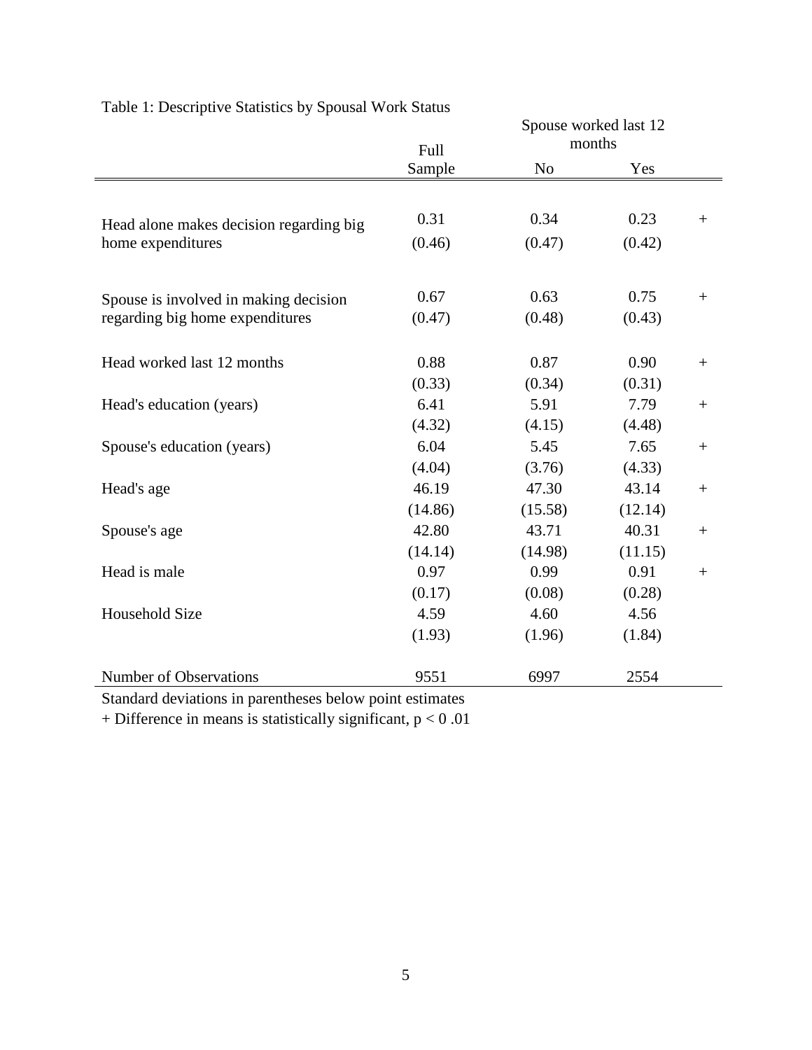Table 1: Descriptive Statistics by Spousal Work Status

| | Full Sample | Spouse worked last 12 months | | |
|---|---|---|---|---|
| | | No | Yes | |
| Head alone makes decision regarding big home expenditures | 0.31 | 0.34 | 0.23 | + |
| | (0.46) | (0.47) | (0.42) | |
| Spouse is involved in making decision regarding big home expenditures | 0.67 | 0.63 | 0.75 | + |
| | (0.47) | (0.48) | (0.43) | |
| Head worked last 12 months | 0.88 | 0.87 | 0.90 | + |
| | (0.33) | (0.34) | (0.31) | |
| Head's education (years) | 6.41 | 5.91 | 7.79 | + |
| | (4.32) | (4.15) | (4.48) | |
| Spouse's education (years) | 6.04 | 5.45 | 7.65 | + |
| | (4.04) | (3.76) | (4.33) | |
| Head's age | 46.19 | 47.30 | 43.14 | + |
| | (14.86) | (15.58) | (12.14) | |
| Spouse's age | 42.80 | 43.71 | 40.31 | + |
| | (14.14) | (14.98) | (11.15) | |
| Head is male | 0.97 | 0.99 | 0.91 | + |
| | (0.17) | (0.08) | (0.28) | |
| Household Size | 4.59 | 4.60 | 4.56 | |
| | (1.93) | (1.96) | (1.84) | |
| Number of Observations | 9551 | 6997 | 2554 | |

Standard deviations in parentheses below point estimates

+ Difference in means is statistically significant, $p < 0.01$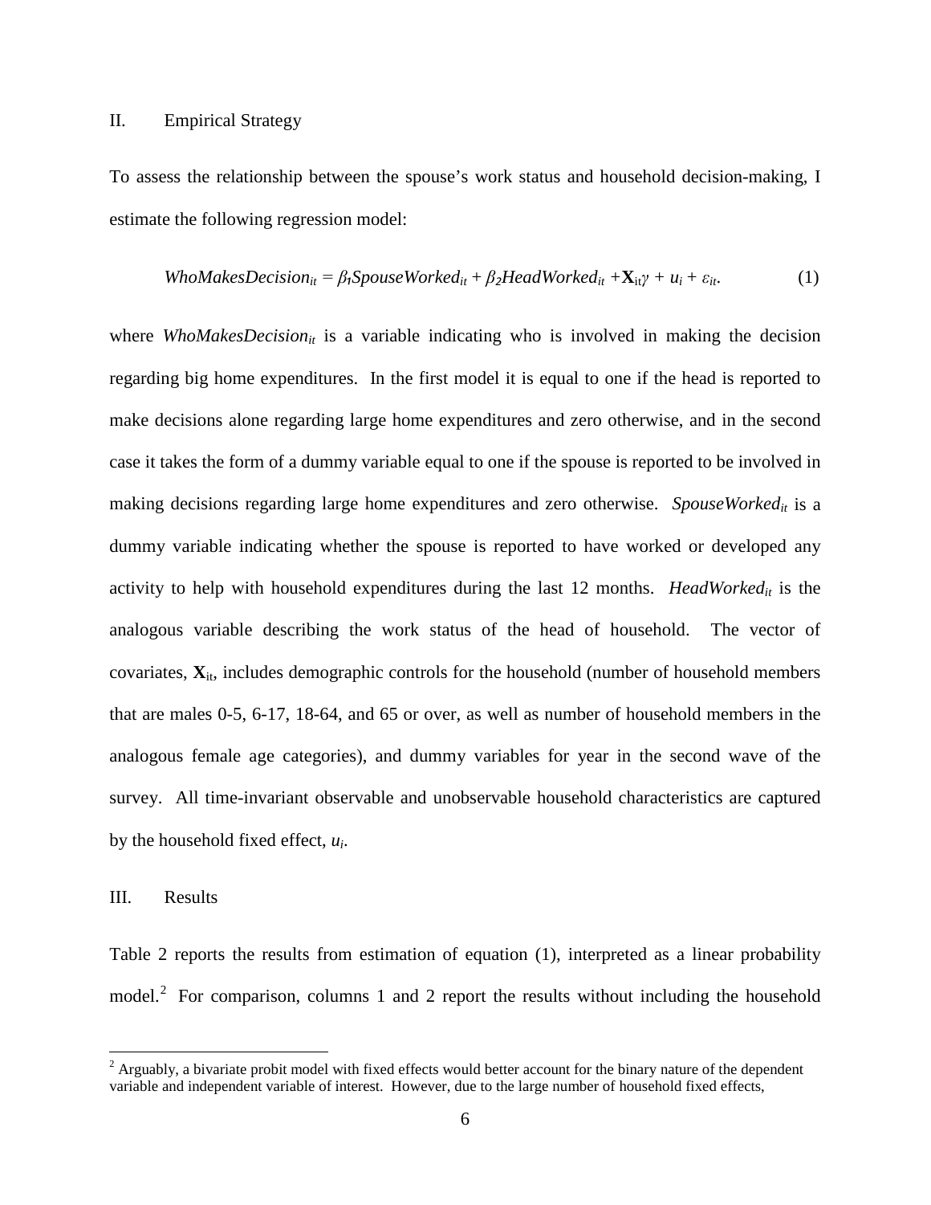## II. Empirical Strategy

To assess the relationship between the spouse's work status and household decision-making, I estimate the following regression model:

$$WhoMakesDecision_{it} = \beta_1 SpouseWorked_{it} + \beta_2 HeadWorked_{it} + \mathbf{X}_{it}\gamma + u_i + \varepsilon_{it}. \quad (1)$$

where $WhoMakesDecision_{it}$ is a variable indicating who is involved in making the decision regarding big home expenditures. In the first model it is equal to one if the head is reported to make decisions alone regarding large home expenditures and zero otherwise, and in the second case it takes the form of a dummy variable equal to one if the spouse is reported to be involved in making decisions regarding large home expenditures and zero otherwise. $SpouseWorked_{it}$ is a dummy variable indicating whether the spouse is reported to have worked or developed any activity to help with household expenditures during the last 12 months. $HeadWorked_{it}$ is the analogous variable describing the work status of the head of household. The vector of covariates, $\mathbf{X}_{it}$, includes demographic controls for the household (number of household members that are males 0-5, 6-17, 18-64, and 65 or over, as well as number of household members in the analogous female age categories), and dummy variables for year in the second wave of the survey. All time-invariant observable and unobservable household characteristics are captured by the household fixed effect, $u_i$.

## III. Results

Table 2 reports the results from estimation of equation (1), interpreted as a linear probability model.[2] For comparison, columns 1 and 2 report the results without including the household

[2] Arguably, a bivariate probit model with fixed effects would better account for the binary nature of the dependent variable and independent variable of interest. However, due to the large number of household fixed effects,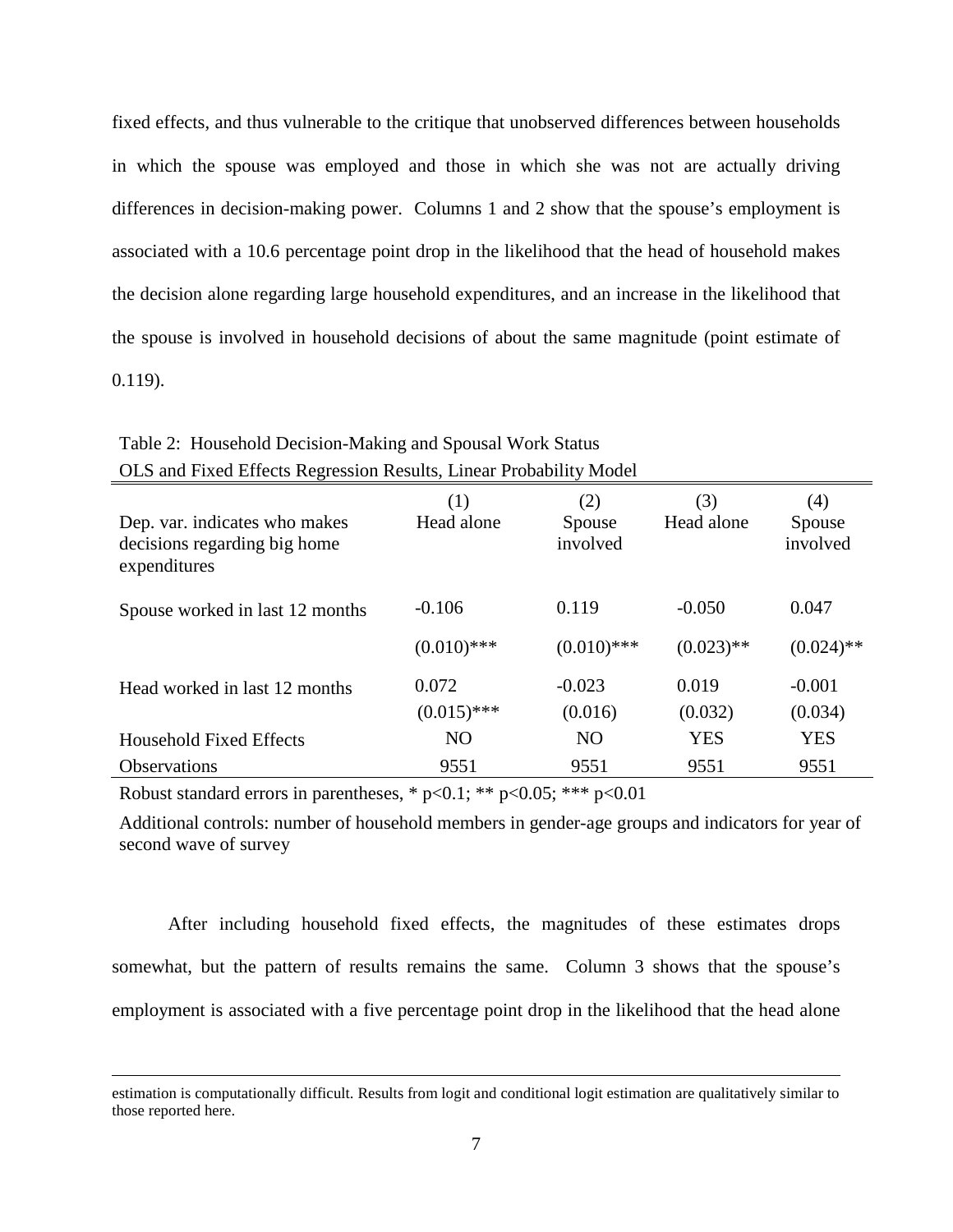fixed effects, and thus vulnerable to the critique that unobserved differences between households in which the spouse was employed and those in which she was not are actually driving differences in decision-making power. Columns 1 and 2 show that the spouse's employment is associated with a 10.6 percentage point drop in the likelihood that the head of household makes the decision alone regarding large household expenditures, and an increase in the likelihood that the spouse is involved in household decisions of about the same magnitude (point estimate of 0.119).

Table 2: Household Decision-Making and Spousal Work Status
OLS and Fixed Effects Regression Results, Linear Probability Model

| Dep. var. indicates who makes decisions regarding big home expenditures | (1) Head alone | (2) Spouse involved | (3) Head alone | (4) Spouse involved |
|---|---|---|---|---|
| Spouse worked in last 12 months | -0.106 | 0.119 | -0.050 | 0.047 |
| | (0.010)*** | (0.010)*** | (0.023)** | (0.024)** |
| Head worked in last 12 months | 0.072 | -0.023 | 0.019 | -0.001 |
| | (0.015)*** | (0.016) | (0.032) | (0.034) |
| Household Fixed Effects | NO | NO | YES | YES |
| Observations | 9551 | 9551 | 9551 | 9551 |

Robust standard errors in parentheses, * p<0.1; ** p<0.05; *** p<0.01

Additional controls: number of household members in gender-age groups and indicators for year of second wave of survey

After including household fixed effects, the magnitudes of these estimates drops somewhat, but the pattern of results remains the same. Column 3 shows that the spouse's employment is associated with a five percentage point drop in the likelihood that the head alone

estimation is computationally difficult. Results from logit and conditional logit estimation are qualitatively similar to those reported here.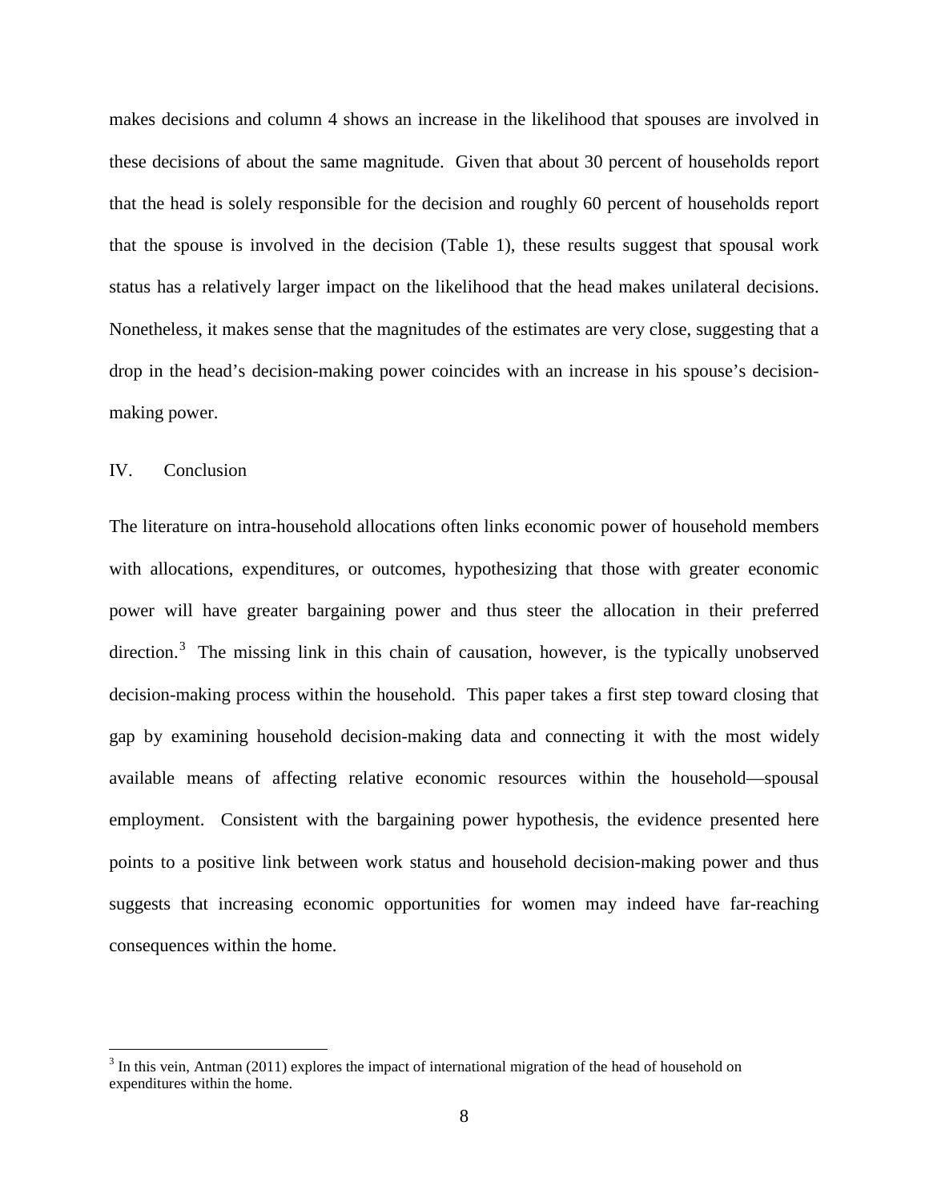makes decisions and column 4 shows an increase in the likelihood that spouses are involved in these decisions of about the same magnitude. Given that about 30 percent of households report that the head is solely responsible for the decision and roughly 60 percent of households report that the spouse is involved in the decision (Table 1), these results suggest that spousal work status has a relatively larger impact on the likelihood that the head makes unilateral decisions. Nonetheless, it makes sense that the magnitudes of the estimates are very close, suggesting that a drop in the head's decision-making power coincides with an increase in his spouse's decision-making power.

## IV. Conclusion

The literature on intra-household allocations often links economic power of household members with allocations, expenditures, or outcomes, hypothesizing that those with greater economic power will have greater bargaining power and thus steer the allocation in their preferred direction.[3] The missing link in this chain of causation, however, is the typically unobserved decision-making process within the household. This paper takes a first step toward closing that gap by examining household decision-making data and connecting it with the most widely available means of affecting relative economic resources within the household—spousal employment. Consistent with the bargaining power hypothesis, the evidence presented here points to a positive link between work status and household decision-making power and thus suggests that increasing economic opportunities for women may indeed have far-reaching consequences within the home.

---

[3] In this vein, Antman (2011) explores the impact of international migration of the head of household on expenditures within the home.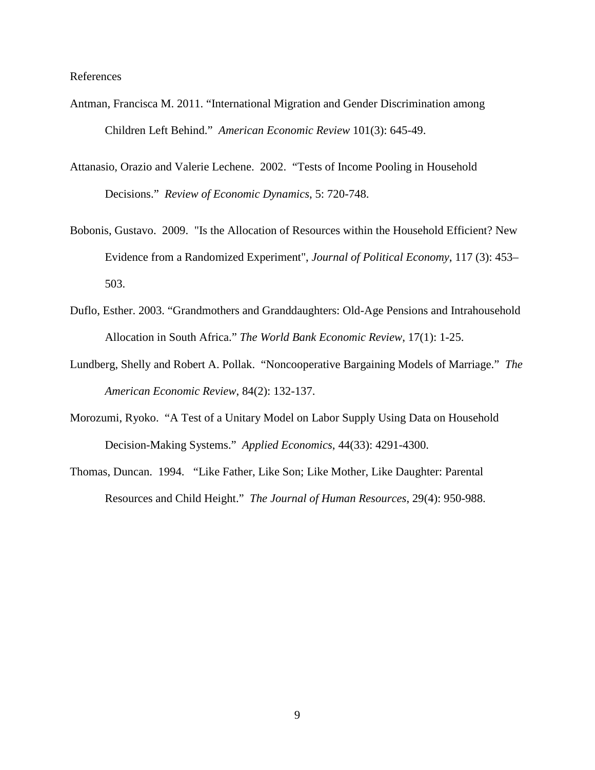References

Antman, Francisca M. 2011. “International Migration and Gender Discrimination among Children Left Behind.” *American Economic Review* 101(3): 645-49.

Attanasio, Orazio and Valerie Lechene. 2002. “Tests of Income Pooling in Household Decisions.” *Review of Economic Dynamics*, 5: 720-748.

Bobonis, Gustavo. 2009. "Is the Allocation of Resources within the Household Efficient? New Evidence from a Randomized Experiment", *Journal of Political Economy*, 117 (3): 453–503.

Duflo, Esther. 2003. “Grandmothers and Granddaughters: Old-Age Pensions and Intrahousehold Allocation in South Africa.” *The World Bank Economic Review*, 17(1): 1-25.

Lundberg, Shelly and Robert A. Pollak. “Noncooperative Bargaining Models of Marriage.” *The American Economic Review*, 84(2): 132-137.

Morozumi, Ryoko. “A Test of a Unitary Model on Labor Supply Using Data on Household Decision-Making Systems.” *Applied Economics*, 44(33): 4291-4300.

Thomas, Duncan. 1994. “Like Father, Like Son; Like Mother, Like Daughter: Parental Resources and Child Height.” *The Journal of Human Resources*, 29(4): 950-988.